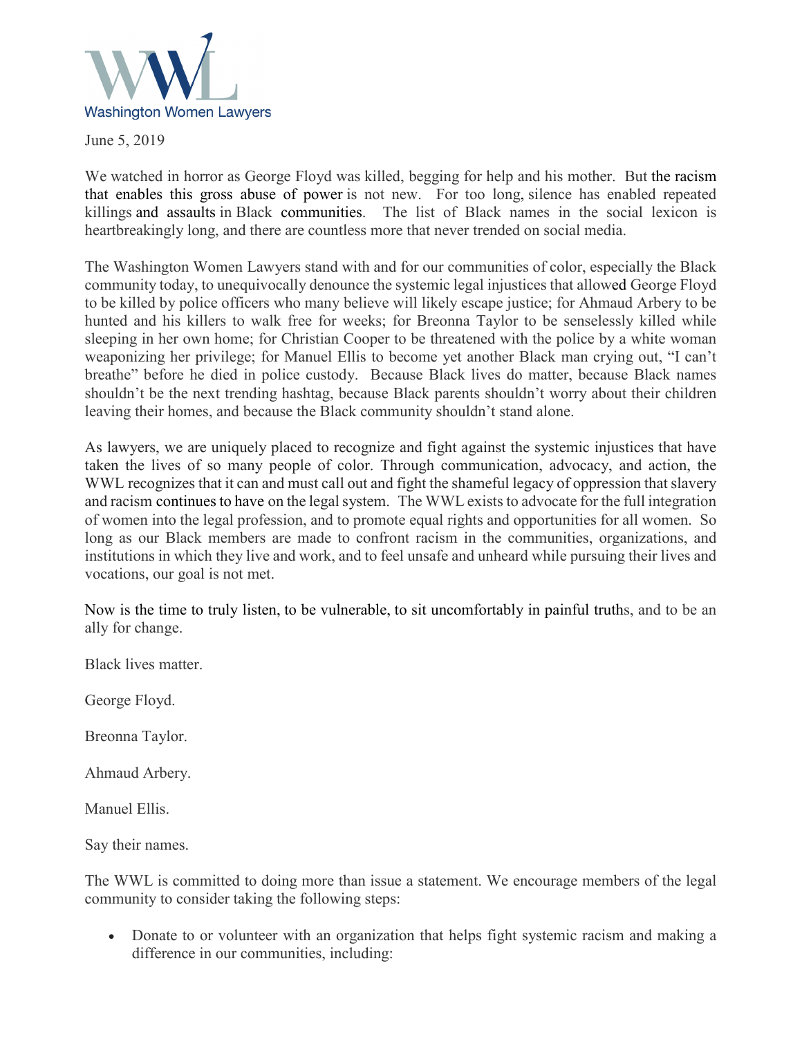Washington Women Lawyers

June 5, 2019

We watched in horror as George Floyd was killed, begging for help and his mother. But the racism that enables this gross abuse of power is not new. For too long, silence has enabled repeated killings and assaults in Black communities. The list of Black names in the social lexicon is heartbreakingly long, and there are countless more that never trended on social media.

The Washington Women Lawyers stand with and for our communities of color, especially the Black community today, to unequivocally denounce the systemic legal injustices that allowed George Floyd to be killed by police officers who many believe will likely escape justice; for Ahmaud Arbery to be hunted and his killers to walk free for weeks; for Breonna Taylor to be senselessly killed while sleeping in her own home; for Christian Cooper to be threatened with the police by a white woman weaponizing her privilege; for Manuel Ellis to become yet another Black man crying out, "I can't breathe" before he died in police custody. Because Black lives do matter, because Black names shouldn't be the next trending hashtag, because Black parents shouldn't worry about their children leaving their homes, and because the Black community shouldn't stand alone.

As lawyers, we are uniquely placed to recognize and fight against the systemic injustices that have taken the lives of so many people of color. Through communication, advocacy, and action, the WWL recognizes that it can and must call out and fight the shameful legacy of oppression that slavery and racism continues to have on the legal system. The WWL exists to advocate for the full integration of women into the legal profession, and to promote equal rights and opportunities for all women. So long as our Black members are made to confront racism in the communities, organizations, and institutions in which they live and work, and to feel unsafe and unheard while pursuing their lives and vocations, our goal is not met.

Now is the time to truly listen, to be vulnerable, to sit uncomfortably in painful truths, and to be an ally for change.

Black lives matter.

George Floyd.

Breonna Taylor.

Ahmaud Arbery.

Manuel Ellis.

Say their names.

The WWL is committed to doing more than issue a statement. We encourage members of the legal community to consider taking the following steps:

- Donate to or volunteer with an organization that helps fight systemic racism and making a difference in our communities, including: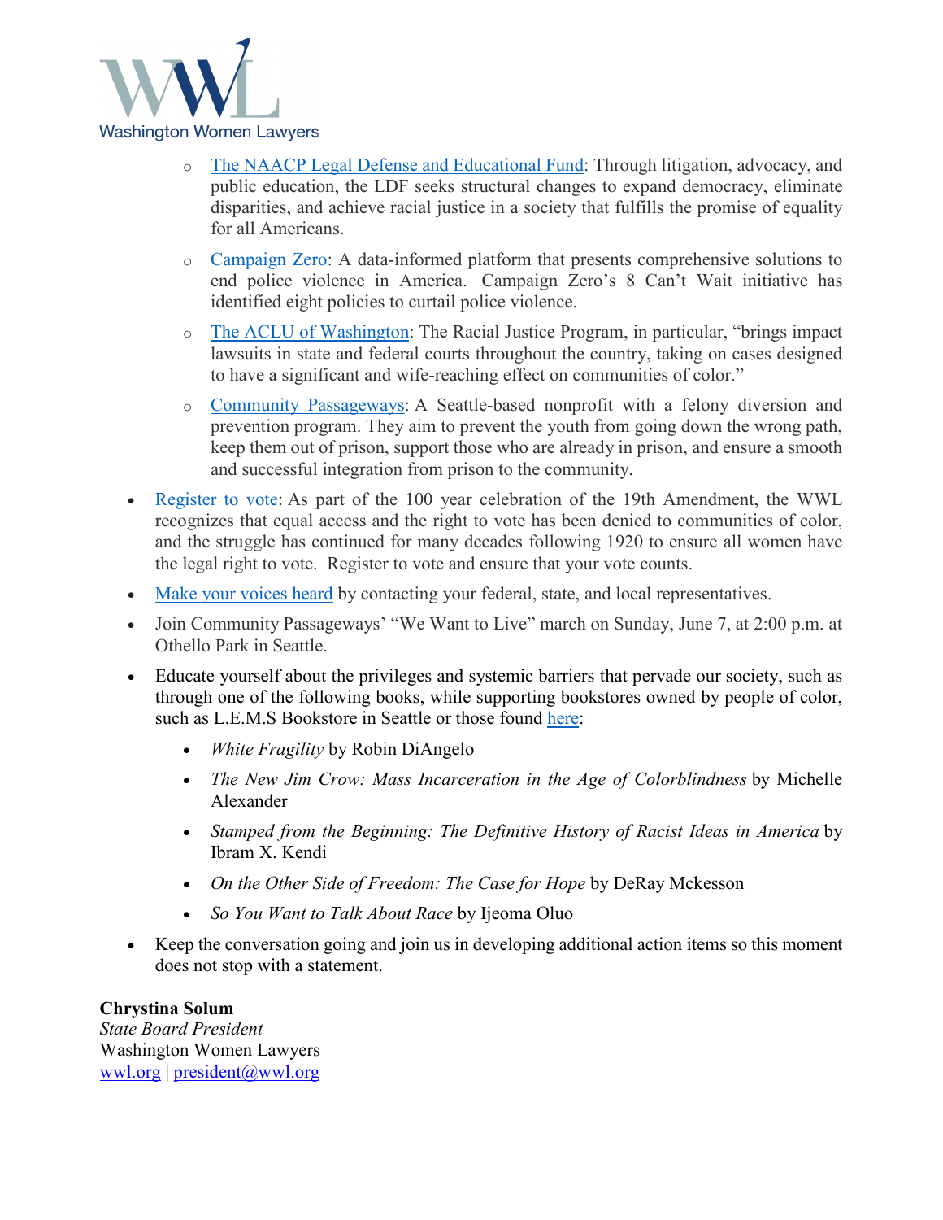- [The NAACP Legal Defense and Educational Fund]: Through litigation, advocacy, and public education, the LDF seeks structural changes to expand democracy, eliminate disparities, and achieve racial justice in a society that fulfills the promise of equality for all Americans.
    - [Campaign Zero]: A data-informed platform that presents comprehensive solutions to end police violence in America. Campaign Zero's 8 Can't Wait initiative has identified eight policies to curtail police violence.
    - [The ACLU of Washington]: The Racial Justice Program, in particular, "brings impact lawsuits in state and federal courts throughout the country, taking on cases designed to have a significant and wife-reaching effect on communities of color."
    - [Community Passageways]: A Seattle-based nonprofit with a felony diversion and prevention program. They aim to prevent the youth from going down the wrong path, keep them out of prison, support those who are already in prison, and ensure a smooth and successful integration from prison to the community.
- [Register to vote]: As part of the 100 year celebration of the 19th Amendment, the WWL recognizes that equal access and the right to vote has been denied to communities of color, and the struggle has continued for many decades following 1920 to ensure all women have the legal right to vote. Register to vote and ensure that your vote counts.
- [Make your voices heard] by contacting your federal, state, and local representatives.
- Join Community Passageways' "We Want to Live" march on Sunday, June 7, at 2:00 p.m. at Othello Park in Seattle.
- Educate yourself about the privileges and systemic barriers that pervade our society, such as through one of the following books, while supporting bookstores owned by people of color, such as L.E.M.S Bookstore in Seattle or those found [here]:
    - *White Fragility* by Robin DiAngelo
    - *The New Jim Crow: Mass Incarceration in the Age of Colorblindness* by Michelle Alexander
    - *Stamped from the Beginning: The Definitive History of Racist Ideas in America* by Ibram X. Kendi
    - *On the Other Side of Freedom: The Case for Hope* by DeRay Mckesson
    - *So You Want to Talk About Race* by Ijeoma Oluo
- Keep the conversation going and join us in developing additional action items so this moment does not stop with a statement.

**Chrystina Solum**
*State Board President*
Washington Women Lawyers
wwl.org | president@wwl.org